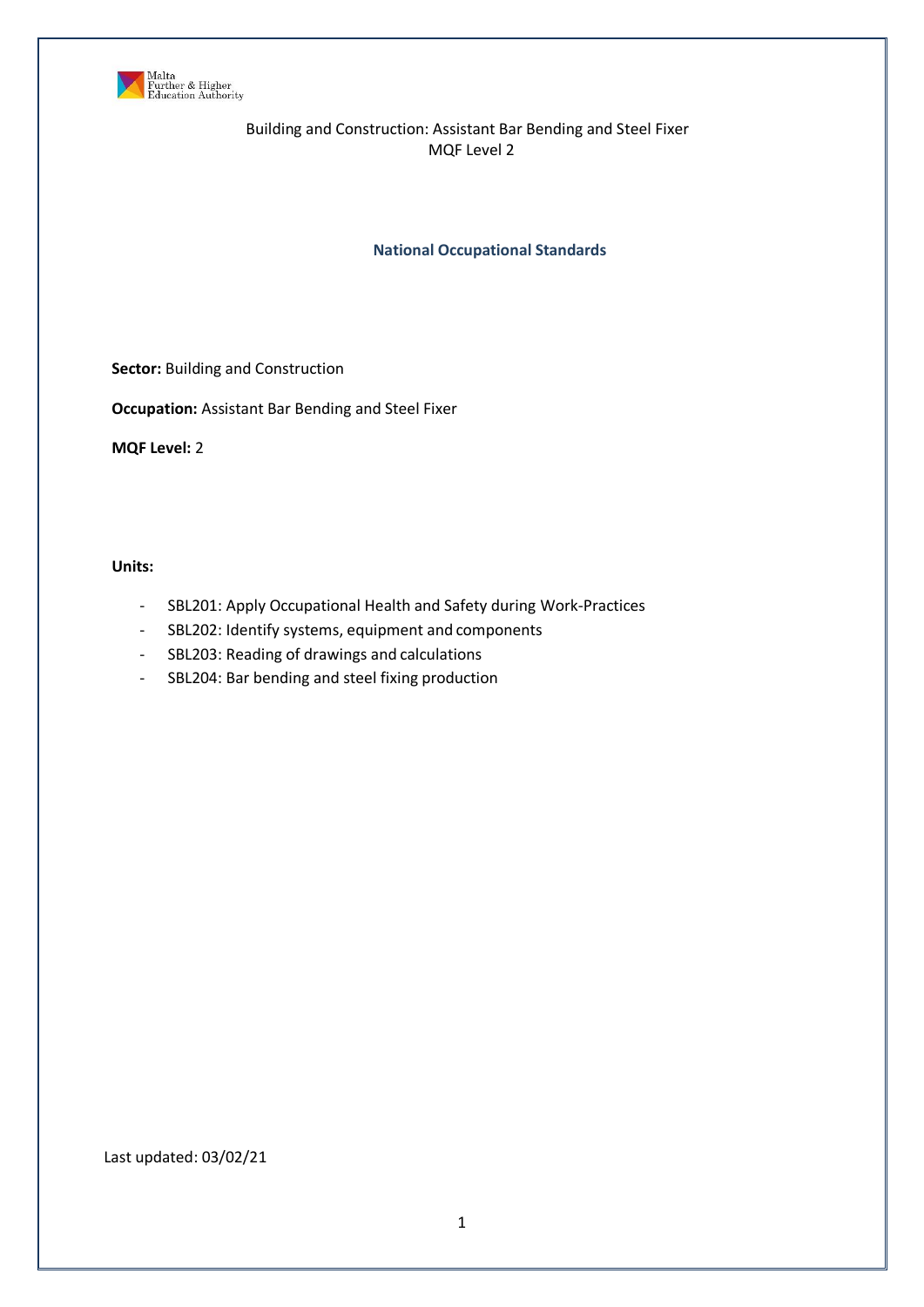Malta Further & Higher Education Authority

Building and Construction: Assistant Bar Bending and Steel Fixer
MQF Level 2

## National Occupational Standards

**Sector:** Building and Construction

**Occupation:** Assistant Bar Bending and Steel Fixer

**MQF Level:** 2

**Units:**

- SBL201: Apply Occupational Health and Safety during Work-Practices
- SBL202: Identify systems, equipment and components
- SBL203: Reading of drawings and calculations
- SBL204: Bar bending and steel fixing production

Last updated: 03/02/21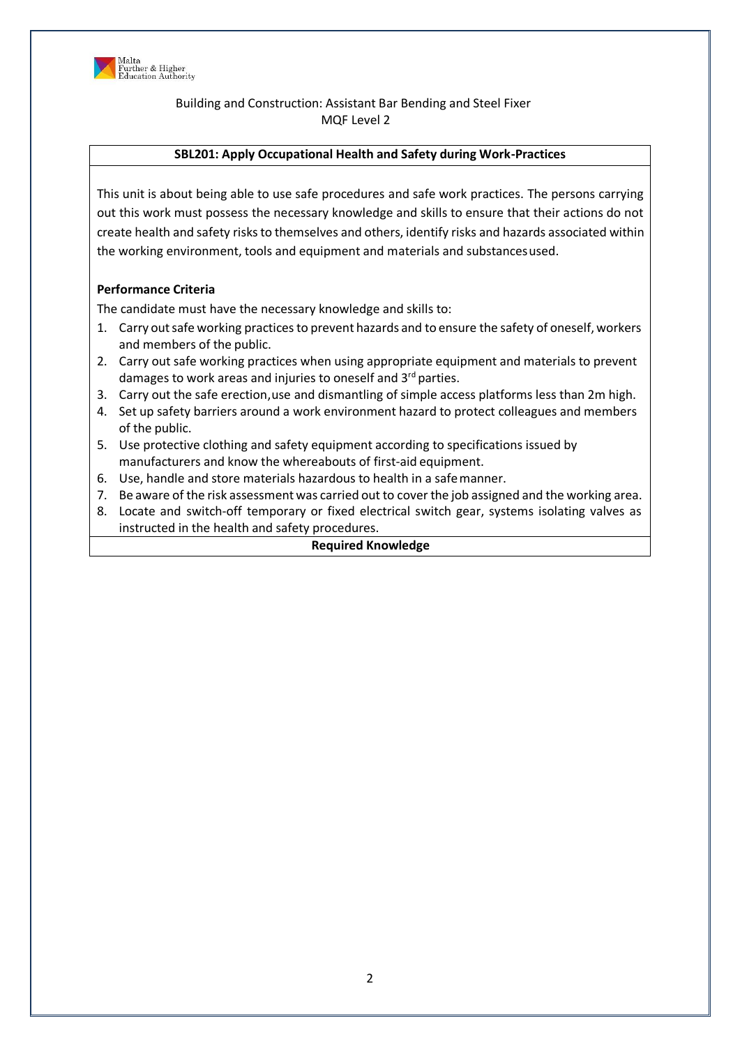Building and Construction: Assistant Bar Bending and Steel Fixer
MQF Level 2

## SBL201: Apply Occupational Health and Safety during Work-Practices

This unit is about being able to use safe procedures and safe work practices. The persons carrying out this work must possess the necessary knowledge and skills to ensure that their actions do not create health and safety risks to themselves and others, identify risks and hazards associated within the working environment, tools and equipment and materials and substances used.

**Performance Criteria**

The candidate must have the necessary knowledge and skills to:

1. Carry out safe working practices to prevent hazards and to ensure the safety of oneself, workers and members of the public.
2. Carry out safe working practices when using appropriate equipment and materials to prevent damages to work areas and injuries to oneself and 3rd parties.
3. Carry out the safe erection, use and dismantling of simple access platforms less than 2m high.
4. Set up safety barriers around a work environment hazard to protect colleagues and members of the public.
5. Use protective clothing and safety equipment according to specifications issued by manufacturers and know the whereabouts of first-aid equipment.
6. Use, handle and store materials hazardous to health in a safe manner.
7. Be aware of the risk assessment was carried out to cover the job assigned and the working area.
8. Locate and switch-off temporary or fixed electrical switch gear, systems isolating valves as instructed in the health and safety procedures.

**Required Knowledge**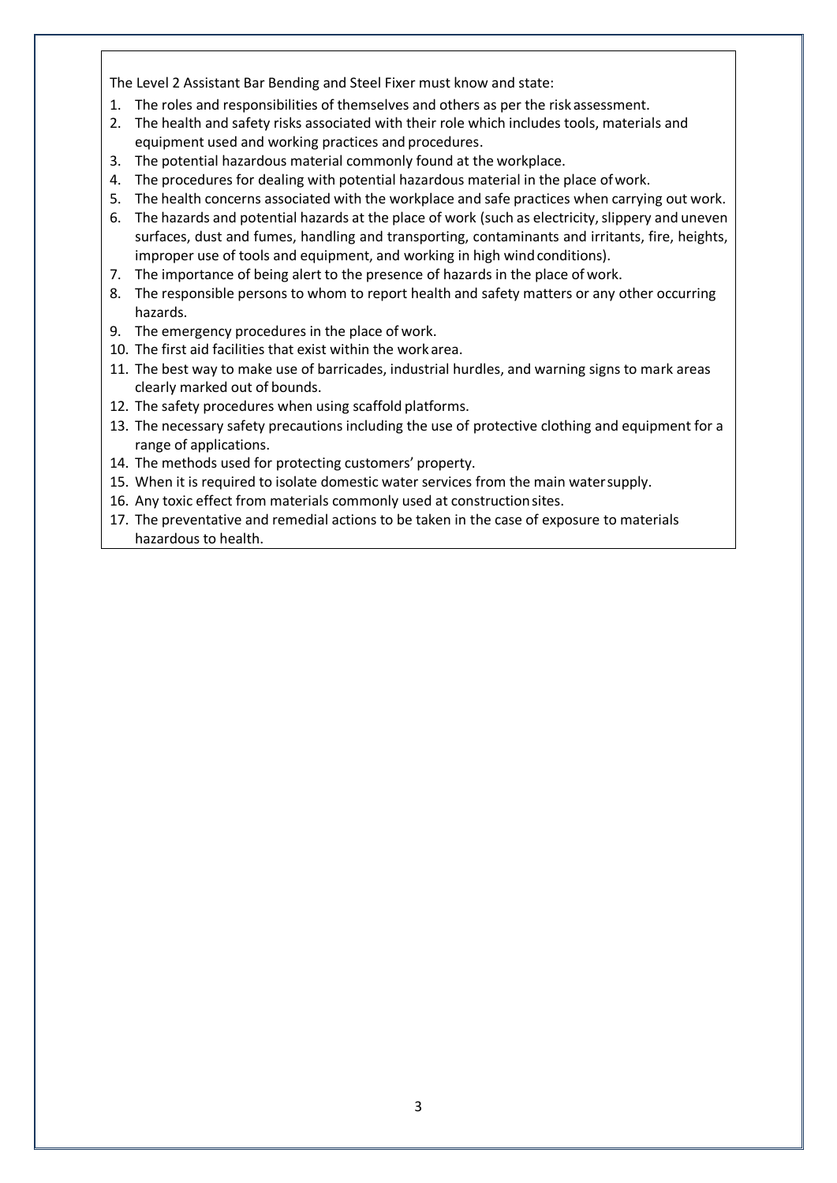The Level 2 Assistant Bar Bending and Steel Fixer must know and state:

1. The roles and responsibilities of themselves and others as per the risk assessment.
2. The health and safety risks associated with their role which includes tools, materials and equipment used and working practices and procedures.
3. The potential hazardous material commonly found at the workplace.
4. The procedures for dealing with potential hazardous material in the place of work.
5. The health concerns associated with the workplace and safe practices when carrying out work.
6. The hazards and potential hazards at the place of work (such as electricity, slippery and uneven surfaces, dust and fumes, handling and transporting, contaminants and irritants, fire, heights, improper use of tools and equipment, and working in high wind conditions).
7. The importance of being alert to the presence of hazards in the place of work.
8. The responsible persons to whom to report health and safety matters or any other occurring hazards.
9. The emergency procedures in the place of work.
10. The first aid facilities that exist within the work area.
11. The best way to make use of barricades, industrial hurdles, and warning signs to mark areas clearly marked out of bounds.
12. The safety procedures when using scaffold platforms.
13. The necessary safety precautions including the use of protective clothing and equipment for a range of applications.
14. The methods used for protecting customers' property.
15. When it is required to isolate domestic water services from the main water supply.
16. Any toxic effect from materials commonly used at construction sites.
17. The preventative and remedial actions to be taken in the case of exposure to materials hazardous to health.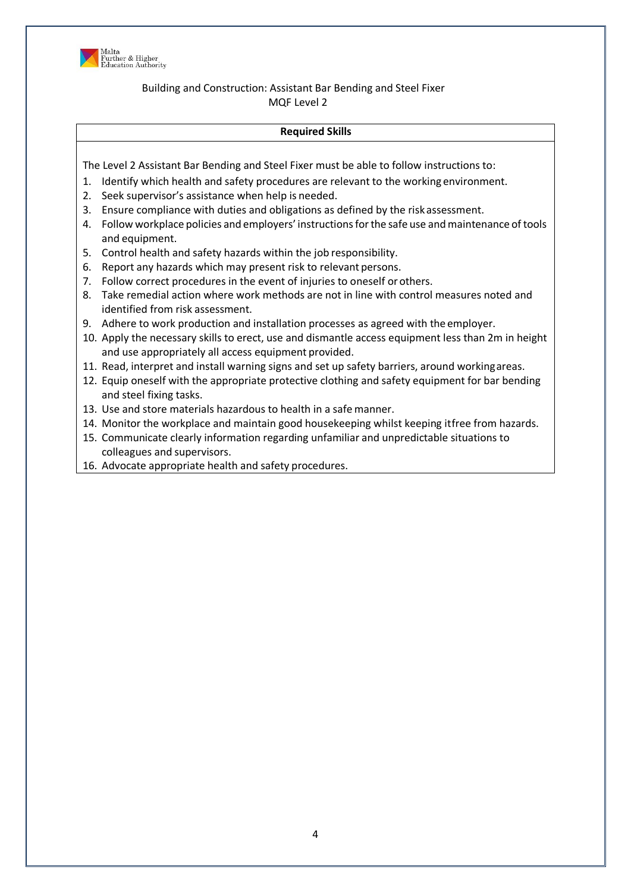Building and Construction: Assistant Bar Bending and Steel Fixer
MQF Level 2

**Required Skills**

The Level 2 Assistant Bar Bending and Steel Fixer must be able to follow instructions to:

1. Identify which health and safety procedures are relevant to the working environment.
2. Seek supervisor's assistance when help is needed.
3. Ensure compliance with duties and obligations as defined by the risk assessment.
4. Follow workplace policies and employers' instructions for the safe use and maintenance of tools and equipment.
5. Control health and safety hazards within the job responsibility.
6. Report any hazards which may present risk to relevant persons.
7. Follow correct procedures in the event of injuries to oneself or others.
8. Take remedial action where work methods are not in line with control measures noted and identified from risk assessment.
9. Adhere to work production and installation processes as agreed with the employer.
10. Apply the necessary skills to erect, use and dismantle access equipment less than 2m in height and use appropriately all access equipment provided.
11. Read, interpret and install warning signs and set up safety barriers, around working areas.
12. Equip oneself with the appropriate protective clothing and safety equipment for bar bending and steel fixing tasks.
13. Use and store materials hazardous to health in a safe manner.
14. Monitor the workplace and maintain good housekeeping whilst keeping it free from hazards.
15. Communicate clearly information regarding unfamiliar and unpredictable situations to colleagues and supervisors.
16. Advocate appropriate health and safety procedures.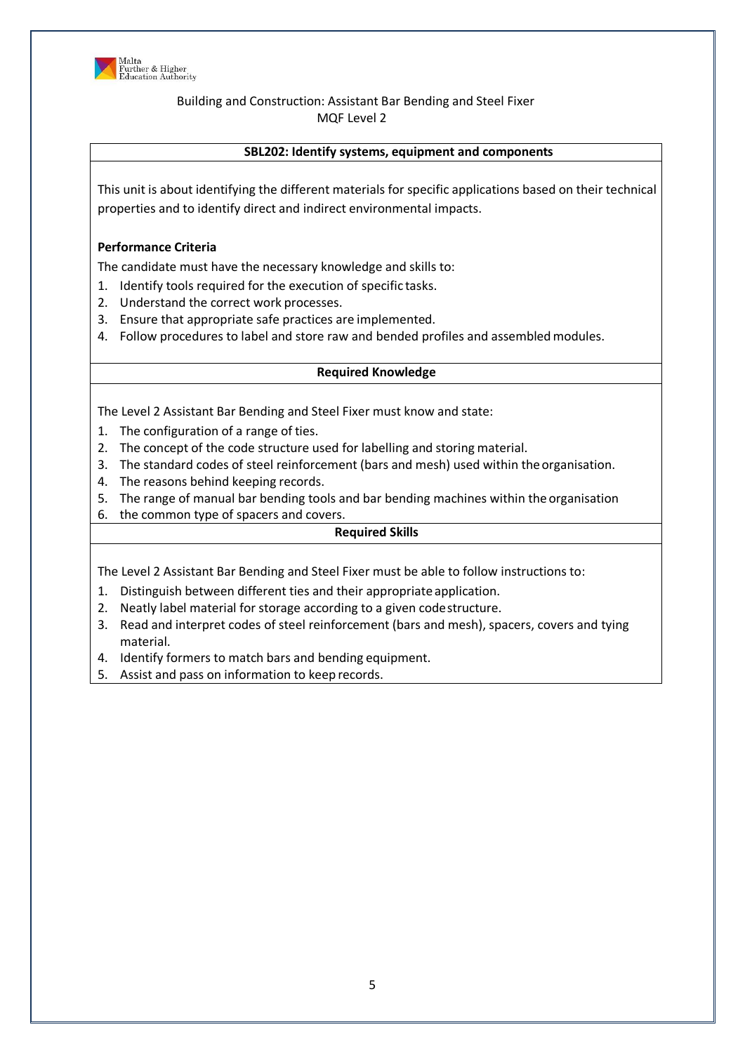Building and Construction: Assistant Bar Bending and Steel Fixer
MQF Level 2

## SBL202: Identify systems, equipment and components

This unit is about identifying the different materials for specific applications based on their technical properties and to identify direct and indirect environmental impacts.

**Performance Criteria**

The candidate must have the necessary knowledge and skills to:

1. Identify tools required for the execution of specific tasks.
2. Understand the correct work processes.
3. Ensure that appropriate safe practices are implemented.
4. Follow procedures to label and store raw and bended profiles and assembled modules.

### Required Knowledge

The Level 2 Assistant Bar Bending and Steel Fixer must know and state:

1. The configuration of a range of ties.
2. The concept of the code structure used for labelling and storing material.
3. The standard codes of steel reinforcement (bars and mesh) used within the organisation.
4. The reasons behind keeping records.
5. The range of manual bar bending tools and bar bending machines within the organisation
6. the common type of spacers and covers.

### Required Skills

The Level 2 Assistant Bar Bending and Steel Fixer must be able to follow instructions to:

1. Distinguish between different ties and their appropriate application.
2. Neatly label material for storage according to a given code structure.
3. Read and interpret codes of steel reinforcement (bars and mesh), spacers, covers and tying material.
4. Identify formers to match bars and bending equipment.
5. Assist and pass on information to keep records.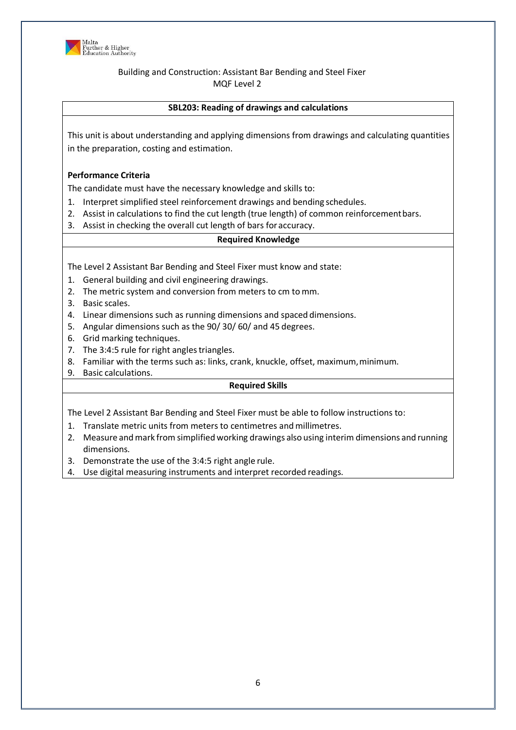Building and Construction: Assistant Bar Bending and Steel Fixer
MQF Level 2

## SBL203: Reading of drawings and calculations

This unit is about understanding and applying dimensions from drawings and calculating quantities in the preparation, costing and estimation.

**Performance Criteria**

The candidate must have the necessary knowledge and skills to:

1. Interpret simplified steel reinforcement drawings and bending schedules.
2. Assist in calculations to find the cut length (true length) of common reinforcement bars.
3. Assist in checking the overall cut length of bars for accuracy.

### Required Knowledge

The Level 2 Assistant Bar Bending and Steel Fixer must know and state:

1. General building and civil engineering drawings.
2. The metric system and conversion from meters to cm to mm.
3. Basic scales.
4. Linear dimensions such as running dimensions and spaced dimensions.
5. Angular dimensions such as the 90/ 30/ 60/ and 45 degrees.
6. Grid marking techniques.
7. The 3:4:5 rule for right angles triangles.
8. Familiar with the terms such as: links, crank, knuckle, offset, maximum, minimum.
9. Basic calculations.

### Required Skills

The Level 2 Assistant Bar Bending and Steel Fixer must be able to follow instructions to:

1. Translate metric units from meters to centimetres and millimetres.
2. Measure and mark from simplified working drawings also using interim dimensions and running dimensions.
3. Demonstrate the use of the 3:4:5 right angle rule.
4. Use digital measuring instruments and interpret recorded readings.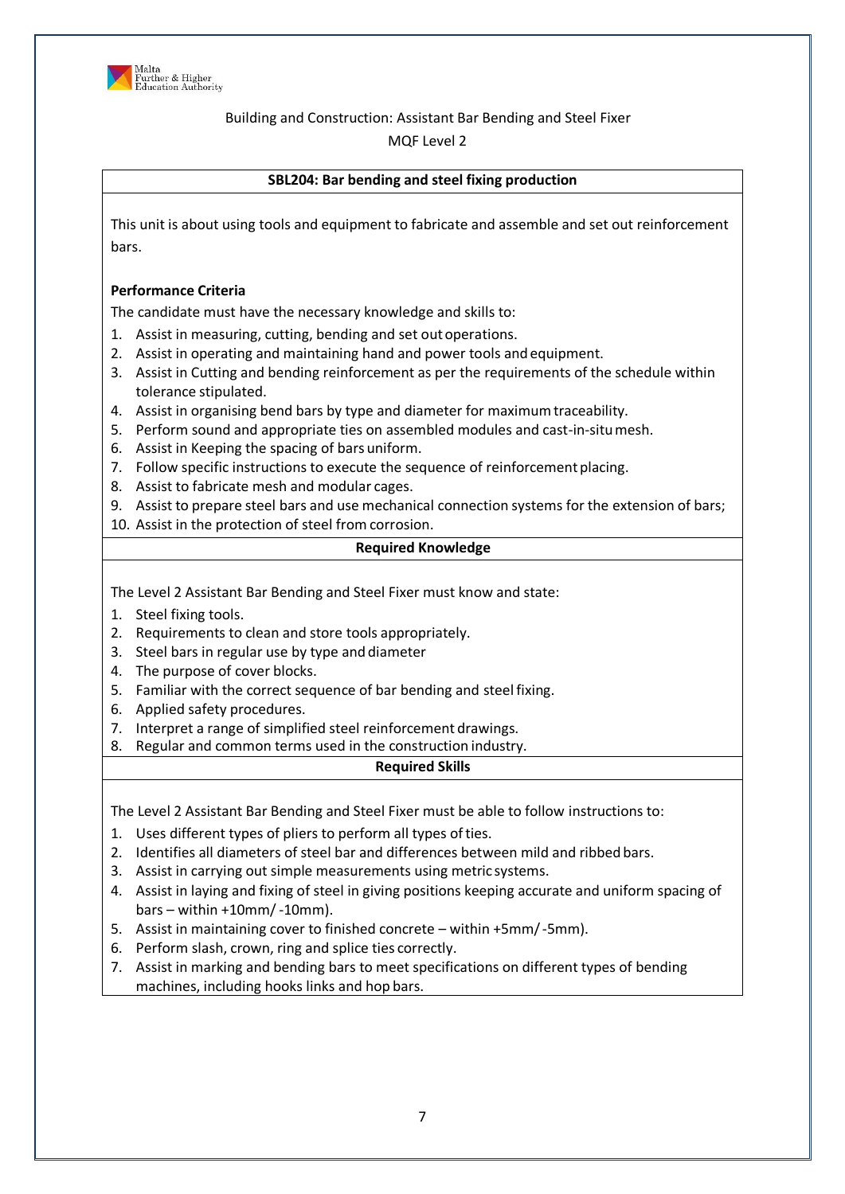Building and Construction: Assistant Bar Bending and Steel Fixer

MQF Level 2

## SBL204: Bar bending and steel fixing production

This unit is about using tools and equipment to fabricate and assemble and set out reinforcement bars.

**Performance Criteria**

The candidate must have the necessary knowledge and skills to:

1. Assist in measuring, cutting, bending and set out operations.
2. Assist in operating and maintaining hand and power tools and equipment.
3. Assist in Cutting and bending reinforcement as per the requirements of the schedule within tolerance stipulated.
4. Assist in organising bend bars by type and diameter for maximum traceability.
5. Perform sound and appropriate ties on assembled modules and cast-in-situ mesh.
6. Assist in Keeping the spacing of bars uniform.
7. Follow specific instructions to execute the sequence of reinforcement placing.
8. Assist to fabricate mesh and modular cages.
9. Assist to prepare steel bars and use mechanical connection systems for the extension of bars;
10. Assist in the protection of steel from corrosion.

**Required Knowledge**

The Level 2 Assistant Bar Bending and Steel Fixer must know and state:

1. Steel fixing tools.
2. Requirements to clean and store tools appropriately.
3. Steel bars in regular use by type and diameter
4. The purpose of cover blocks.
5. Familiar with the correct sequence of bar bending and steel fixing.
6. Applied safety procedures.
7. Interpret a range of simplified steel reinforcement drawings.
8. Regular and common terms used in the construction industry.

**Required Skills**

The Level 2 Assistant Bar Bending and Steel Fixer must be able to follow instructions to:

1. Uses different types of pliers to perform all types of ties.
2. Identifies all diameters of steel bar and differences between mild and ribbed bars.
3. Assist in carrying out simple measurements using metric systems.
4. Assist in laying and fixing of steel in giving positions keeping accurate and uniform spacing of bars – within +10mm/ -10mm).
5. Assist in maintaining cover to finished concrete – within +5mm/ -5mm).
6. Perform slash, crown, ring and splice ties correctly.
7. Assist in marking and bending bars to meet specifications on different types of bending machines, including hooks links and hop bars.